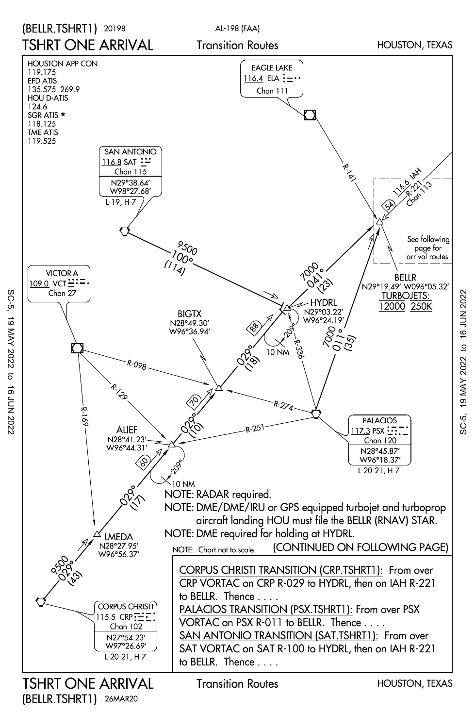# TSHRT ONE ARRIVAL

(BELLR.TSHRT1) 20198

AL-198 (FAA)

Transition Routes

HOUSTON, TEXAS

HOUSTON APP CON
119.175
EFD ATIS
135.575 269.9
HOU D-ATIS
124.6
SGR ATIS ★
118.125
TME ATIS
119.525

EAGLE LAKE
116.4 ELA
Chan 111

SAN ANTONIO
116.8 SAT
Chan 115
N29°38.64'
W98°27.68'
L-19, H-7

VICTORIA
109.0 VCT
Chan 27

PALACIOS
117.3 PSX
Chan 120
N28°45.87'
W96°18.37'
L-20-21, H-7

CORPUS CHRISTI
115.5 CRP
Chan 102
N27°54.23'
W97°26.69'
L-20-21, H-7

116.6 IAH
R-221
Chan 113

See following page for arrival routes.

BELLR
N29°19.49'-W096°05.32'
TURBOJETS:
12000 250K

HYDRL
N29°03.22'
W96°24.19'

BIGTX
N28°49.30'
W96°36.94'

ALIEF
N28°41.23'
W96°44.31'

LMEDA
N28°27.95'
W96°56.37'

R-141, 54, 9500 100° (114), 7000 041° (23), 88, 029° (18), 209°, 10 NM, R-336, 7000 011° (35), R-098, R-129, R-274, 70, 029° (10), R-251, 60, 209°, 10 NM, R-169, 029° (17), 9500 029° (43)

NOTE: RADAR required.

NOTE: DME/DME/IRU or GPS equipped turbojet and turboprop aircraft landing HOU must file the BELLR (RNAV) STAR.

NOTE: DME required for holding at HYDRL.

NOTE: Chart not to scale.

(CONTINUED ON FOLLOWING PAGE)

CORPUS CHRISTI TRANSITION (CRP.TSHRT1): From over CRP VORTAC on CRP R-029 to HYDRL, then on IAH R-221 to BELLR. Thence . . . .

PALACIOS TRANSITION (PSX.TSHRT1): From over PSX VORTAC on PSX R-011 to BELLR. Thence . . . .

SAN ANTONIO TRANSITION (SAT.TSHRT1): From over SAT VORTAC on SAT R-100 to HYDRL, then on IAH R-221 to BELLR. Thence . . . .

TSHRT ONE ARRIVAL (BELLR.TSHRT1) 26MAR20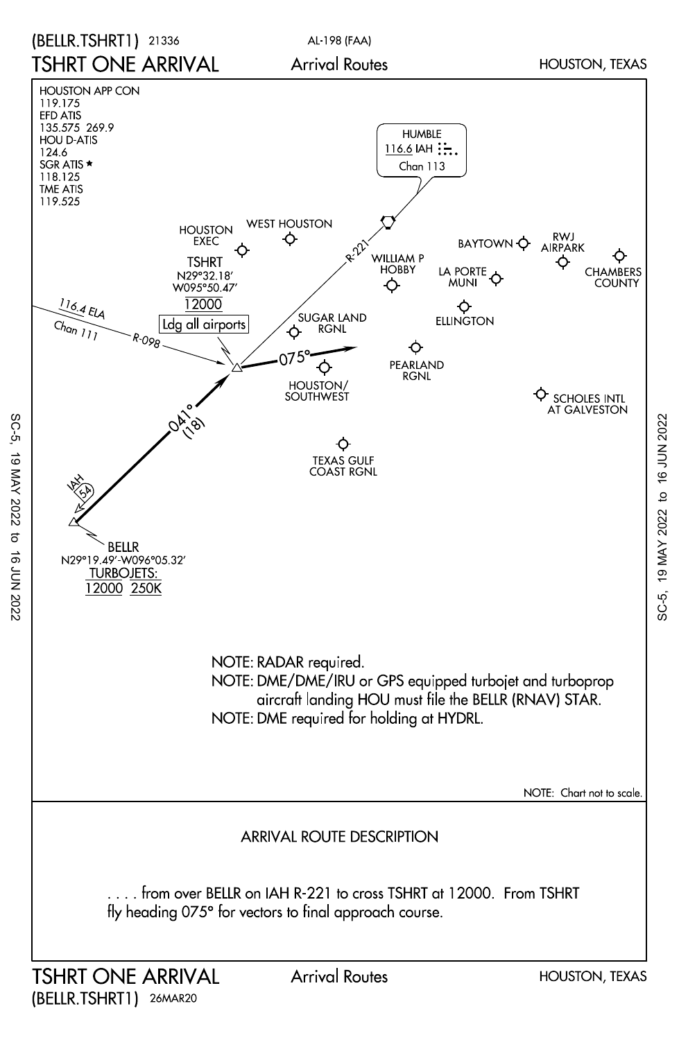(BELLR.TSHRT1) 21336

AL-198 (FAA)

# TSHRT ONE ARRIVAL

Arrival Routes

HOUSTON, TEXAS

HOUSTON APP CON
119.175
EFD ATIS
135.575 269.9
HOU D-ATIS
124.6
SGR ATIS ★
118.125
TME ATIS
119.525

HUMBLE
116.6 IAH
Chan 113

HOUSTON EXEC

WEST HOUSTON

TSHRT
N29°32.18'
W095°50.47'
12000
Ldg all airports

R-221

WILLIAM P HOBBY

BAYTOWN

RWJ AIRPARK

CHAMBERS COUNTY

LA PORTE MUNI

ELLINGTON

116.4 ELA
Chan 111
R-098

SUGAR LAND RGNL

075°

HOUSTON/ SOUTHWEST

PEARLAND RGNL

SCHOLES INTL AT GALVESTON

041°
(18)

TEXAS GULF COAST RGNL

IAH
54

BELLR
N29°19.49'-W096°05.32'
TURBOJETS:
12000 250K

NOTE: RADAR required.

NOTE: DME/DME/IRU or GPS equipped turbojet and turboprop aircraft landing HOU must file the BELLR (RNAV) STAR.

NOTE: DME required for holding at HYDRL.

NOTE: Chart not to scale.

## ARRIVAL ROUTE DESCRIPTION

. . . . from over BELLR on IAH R-221 to cross TSHRT at 12000. From TSHRT fly heading 075° for vectors to final approach course.

TSHRT ONE ARRIVAL

Arrival Routes

HOUSTON, TEXAS

(BELLR.TSHRT1) 26MAR20